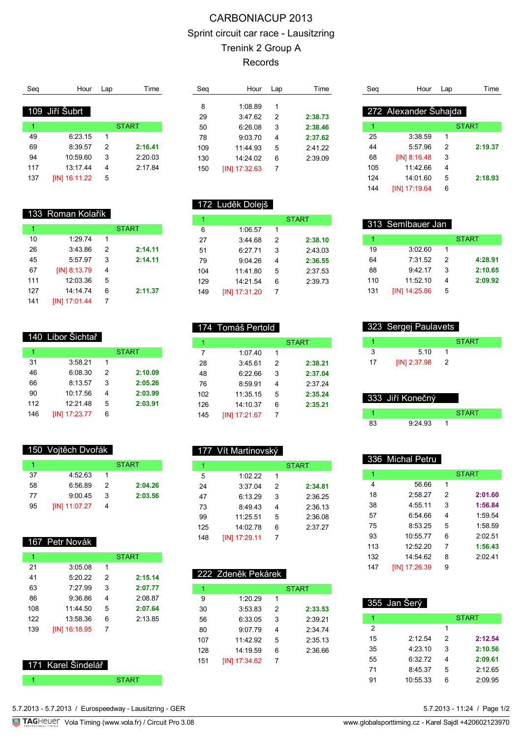# CARBONIACUP 2013

## Sprint circuit car race - Lausitzring

### Trenink 2 Group A

### Records

### 109 Jiří Šubrt

| Seq | Hour | Lap | Time |
|---|---|---|---|
| 1 | | START | |
| 49 | 6:23.15 | 1 | |
| 69 | 8:39.57 | 2 | **2:16.41** |
| 94 | 10:59.60 | 3 | 2:20.03 |
| 117 | 13:17.44 | 4 | 2:17.84 |
| 137 | [IN] 16:11.22 | 5 | |

### 133 Roman Kolařík

| Seq | Hour | Lap | Time |
|---|---|---|---|
| 1 | | START | |
| 10 | 1:29.74 | 1 | |
| 26 | 3:43.86 | 2 | **2:14.11** |
| 45 | 5:57.97 | 3 | **2:14.11** |
| 67 | [IN] 8:13.79 | 4 | |
| 111 | 12:03.36 | 5 | |
| 127 | 14:14.74 | 6 | **2:11.37** |
| 141 | [IN] 17:01.44 | 7 | |

### 140 Libor Šichtař

| Seq | Hour | Lap | Time |
|---|---|---|---|
| 1 | | START | |
| 31 | 3:58.21 | 1 | |
| 46 | 6:08.30 | 2 | **2:10.09** |
| 66 | 8:13.57 | 3 | **2:05.26** |
| 90 | 10:17.56 | 4 | **2:03.99** |
| 112 | 12:21.48 | 5 | **2:03.91** |
| 146 | [IN] 17:23.77 | 6 | |

### 150 Vojtěch Dvořák

| Seq | Hour | Lap | Time |
|---|---|---|---|
| 1 | | START | |
| 37 | 4:52.63 | 1 | |
| 58 | 6:56.89 | 2 | **2:04.26** |
| 77 | 9:00.45 | 3 | **2:03.56** |
| 95 | [IN] 11:07.27 | 4 | |

### 167 Petr Novák

| Seq | Hour | Lap | Time |
|---|---|---|---|
| 1 | | START | |
| 21 | 3:05.08 | 1 | |
| 41 | 5:20.22 | 2 | **2:15.14** |
| 63 | 7:27.99 | 3 | **2:07.77** |
| 86 | 9:36.86 | 4 | 2:08.87 |
| 108 | 11:44.50 | 5 | **2:07.64** |
| 122 | 13:58.36 | 6 | 2:13.85 |
| 139 | [IN] 16:18.95 | 7 | |

### 171 Karel Šindelář

| Seq | Hour | Lap | Time |
|---|---|---|---|
| 1 | | START | |
| 8 | 1:08.89 | 1 | |
| 29 | 3:47.62 | 2 | **2:38.73** |
| 50 | 6:26.08 | 3 | **2:38.46** |
| 78 | 9:03.70 | 4 | **2:37.62** |
| 109 | 11:44.93 | 5 | 2:41.22 |
| 130 | 14:24.02 | 6 | 2:39.09 |
| 150 | [IN] 17:32.63 | 7 | |

### 172 Luděk Dolejš

| Seq | Hour | Lap | Time |
|---|---|---|---|
| 1 | | START | |
| 6 | 1:06.57 | 1 | |
| 27 | 3:44.68 | 2 | **2:38.10** |
| 51 | 6:27.71 | 3 | 2:43.03 |
| 79 | 9:04.26 | 4 | **2:36.55** |
| 104 | 11:41.80 | 5 | 2:37.53 |
| 129 | 14:21.54 | 6 | 2:39.73 |
| 149 | [IN] 17:31.20 | 7 | |

### 174 Tomáš Pertold

| Seq | Hour | Lap | Time |
|---|---|---|---|
| 1 | | START | |
| 7 | 1:07.40 | 1 | |
| 28 | 3:45.61 | 2 | **2:38.21** |
| 48 | 6:22.66 | 3 | **2:37.04** |
| 76 | 8:59.91 | 4 | 2:37.24 |
| 102 | 11:35.15 | 5 | **2:35.24** |
| 126 | 14:10.37 | 6 | **2:35.21** |
| 145 | [IN] 17:21.67 | 7 | |

### 177 Vít Martinovský

| Seq | Hour | Lap | Time |
|---|---|---|---|
| 1 | | START | |
| 5 | 1:02.22 | 1 | |
| 24 | 3:37.04 | 2 | **2:34.81** |
| 47 | 6:13.29 | 3 | 2:36.25 |
| 73 | 8:49.43 | 4 | 2:36.13 |
| 99 | 11:25.51 | 5 | 2:36.08 |
| 125 | 14:02.78 | 6 | 2:37.27 |
| 148 | [IN] 17:29.11 | 7 | |

### 222 Zdeněk Pekárek

| Seq | Hour | Lap | Time |
|---|---|---|---|
| 1 | | START | |
| 9 | 1:20.29 | 1 | |
| 30 | 3:53.83 | 2 | **2:33.53** |
| 56 | 6:33.05 | 3 | 2:39.21 |
| 80 | 9:07.79 | 4 | 2:34.74 |
| 107 | 11:42.92 | 5 | 2:35.13 |
| 128 | 14:19.59 | 6 | 2:36.66 |
| 151 | [IN] 17:34.62 | 7 | |

### 272 Alexander Šuhajda

| Seq | Hour | Lap | Time |
|---|---|---|---|
| 1 | | START | |
| 25 | 3:38.59 | 1 | |
| 44 | 5:57.96 | 2 | **2:19.37** |
| 68 | [IN] 8:16.48 | 3 | |
| 105 | 11:42.66 | 4 | |
| 124 | 14:01.60 | 5 | **2:18.93** |
| 144 | [IN] 17:19.64 | 6 | |

### 313 Semlbauer Jan

| Seq | Hour | Lap | Time |
|---|---|---|---|
| 1 | | START | |
| 19 | 3:02.60 | 1 | |
| 64 | 7:31.52 | 2 | **4:28.91** |
| 88 | 9:42.17 | 3 | **2:10.65** |
| 110 | 11:52.10 | 4 | **2:09.92** |
| 131 | [IN] 14:25.86 | 5 | |

### 323 Sergej Paulavets

| Seq | Hour | Lap | Time |
|---|---|---|---|
| 1 | | START | |
| 3 | 5.10 | 1 | |
| 17 | [IN] 2:37.98 | 2 | |

### 333 Jiří Konečný

| Seq | Hour | Lap | Time |
|---|---|---|---|
| 1 | | START | |
| 83 | 9:24.93 | 1 | |

### 336 Michal Petru

| Seq | Hour | Lap | Time |
|---|---|---|---|
| 1 | | START | |
| 4 | 56.66 | 1 | |
| 18 | 2:58.27 | 2 | **2:01.60** |
| 38 | 4:55.11 | 3 | **1:56.84** |
| 57 | 6:54.66 | 4 | 1:59.54 |
| 75 | 8:53.25 | 5 | 1:58.59 |
| 93 | 10:55.77 | 6 | 2:02.51 |
| 113 | 12:52.20 | 7 | **1:56.43** |
| 132 | 14:54.62 | 8 | 2:02.41 |
| 147 | [IN] 17:26.39 | 9 | |

### 355 Jan Šerý

| Seq | Hour | Lap | Time |
|---|---|---|---|
| 1 | | START | |
| 2 | | 1 | |
| 15 | 2:12.54 | 2 | **2:12.54** |
| 35 | 4:23.10 | 3 | **2:10.56** |
| 55 | 6:32.72 | 4 | **2:09.61** |
| 71 | 8:45.37 | 5 | 2:12.65 |
| 91 | 10:55.33 | 6 | 2:09.95 |

5.7.2013 - 5.7.2013 / Eurospeedway - Lausitzring - GER

5.7.2013 - 11:24

TAGHeuer Vola Timing (www.vola.fr) / Circuit Pro 3.08

www.globalsporttiming.cz - Karel Sajdl +420602123970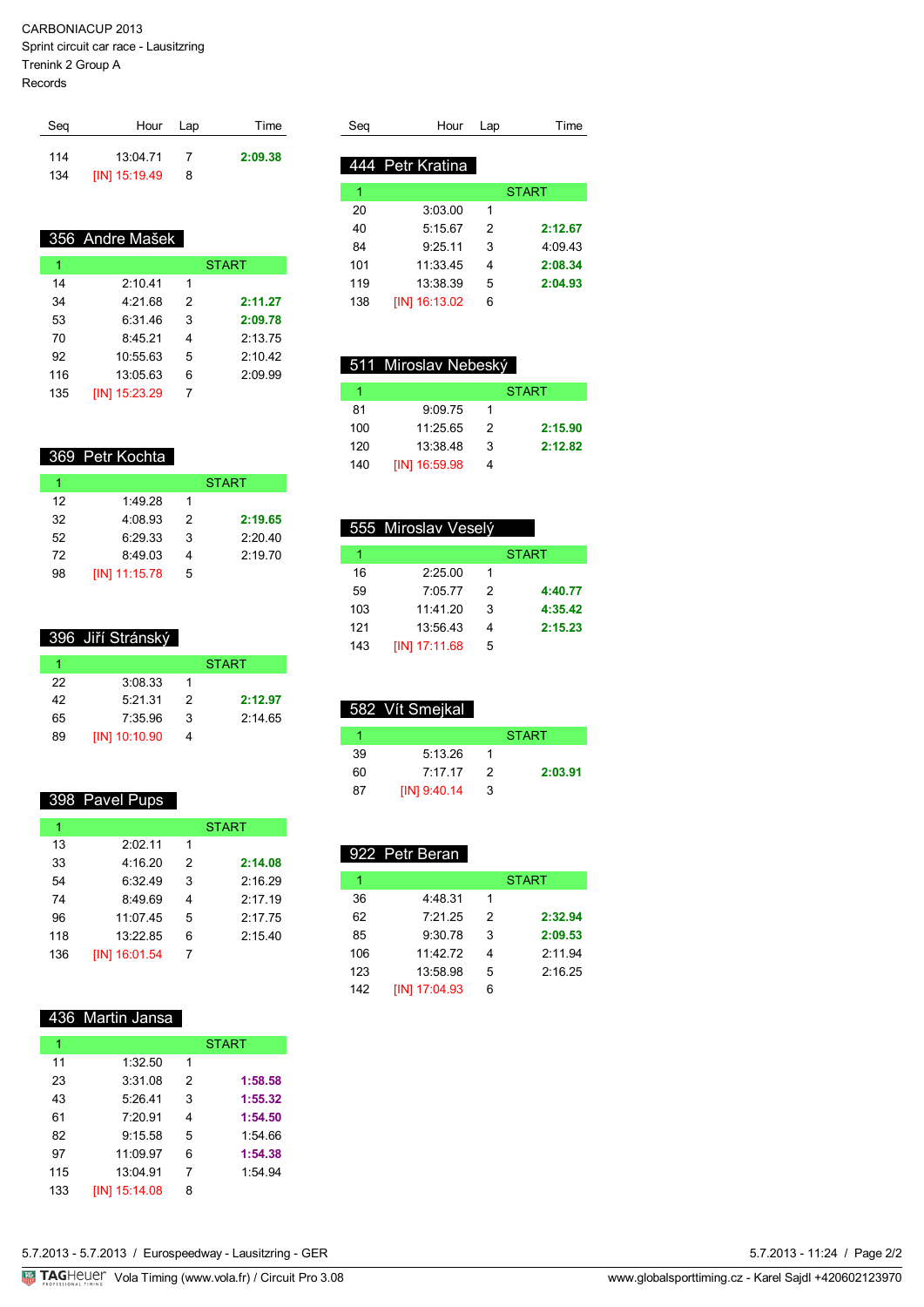CARBONIACUP 2013
Sprint circuit car race - Lausitzring
Trenink 2 Group A
Records

| Seq | Hour | Lap | Time |
|---|---|---|---|
| 114 | 13:04.71 | 7 | **2:09.38** |
| 134 | [IN] 15:19.49 | 8 | |

### 356 Andre Mašek

| Seq | Hour | Lap | Time |
|---|---|---|---|
| 1 | | | START |
| 14 | 2:10.41 | 1 | |
| 34 | 4:21.68 | 2 | **2:11.27** |
| 53 | 6:31.46 | 3 | **2:09.78** |
| 70 | 8:45.21 | 4 | 2:13.75 |
| 92 | 10:55.63 | 5 | 2:10.42 |
| 116 | 13:05.63 | 6 | 2:09.99 |
| 135 | [IN] 15:23.29 | 7 | |

### 369 Petr Kochta

| Seq | Hour | Lap | Time |
|---|---|---|---|
| 1 | | | START |
| 12 | 1:49.28 | 1 | |
| 32 | 4:08.93 | 2 | **2:19.65** |
| 52 | 6:29.33 | 3 | 2:20.40 |
| 72 | 8:49.03 | 4 | 2:19.70 |
| 98 | [IN] 11:15.78 | 5 | |

### 396 Jiří Stránský

| Seq | Hour | Lap | Time |
|---|---|---|---|
| 1 | | | START |
| 22 | 3:08.33 | 1 | |
| 42 | 5:21.31 | 2 | **2:12.97** |
| 65 | 7:35.96 | 3 | 2:14.65 |
| 89 | [IN] 10:10.90 | 4 | |

### 398 Pavel Pups

| Seq | Hour | Lap | Time |
|---|---|---|---|
| 1 | | | START |
| 13 | 2:02.11 | 1 | |
| 33 | 4:16.20 | 2 | **2:14.08** |
| 54 | 6:32.49 | 3 | 2:16.29 |
| 74 | 8:49.69 | 4 | 2:17.19 |
| 96 | 11:07.45 | 5 | 2:17.75 |
| 118 | 13:22.85 | 6 | 2:15.40 |
| 136 | [IN] 16:01.54 | 7 | |

### 436 Martin Jansa

| Seq | Hour | Lap | Time |
|---|---|---|---|
| 1 | | | START |
| 11 | 1:32.50 | 1 | |
| 23 | 3:31.08 | 2 | **1:58.58** |
| 43 | 5:26.41 | 3 | **1:55.32** |
| 61 | 7:20.91 | 4 | **1:54.50** |
| 82 | 9:15.58 | 5 | 1:54.66 |
| 97 | 11:09.97 | 6 | **1:54.38** |
| 115 | 13:04.91 | 7 | 1:54.94 |
| 133 | [IN] 15:14.08 | 8 | |

### 444 Petr Kratina

| Seq | Hour | Lap | Time |
|---|---|---|---|
| 1 | | | START |
| 20 | 3:03.00 | 1 | |
| 40 | 5:15.67 | 2 | **2:12.67** |
| 84 | 9:25.11 | 3 | 4:09.43 |
| 101 | 11:33.45 | 4 | **2:08.34** |
| 119 | 13:38.39 | 5 | **2:04.93** |
| 138 | [IN] 16:13.02 | 6 | |

### 511 Miroslav Nebeský

| Seq | Hour | Lap | Time |
|---|---|---|---|
| 1 | | | START |
| 81 | 9:09.75 | 1 | |
| 100 | 11:25.65 | 2 | **2:15.90** |
| 120 | 13:38.48 | 3 | **2:12.82** |
| 140 | [IN] 16:59.98 | 4 | |

### 555 Miroslav Veselý

| Seq | Hour | Lap | Time |
|---|---|---|---|
| 1 | | | START |
| 16 | 2:25.00 | 1 | |
| 59 | 7:05.77 | 2 | **4:40.77** |
| 103 | 11:41.20 | 3 | **4:35.42** |
| 121 | 13:56.43 | 4 | **2:15.23** |
| 143 | [IN] 17:11.68 | 5 | |

### 582 Vít Smejkal

| Seq | Hour | Lap | Time |
|---|---|---|---|
| 1 | | | START |
| 39 | 5:13.26 | 1 | |
| 60 | 7:17.17 | 2 | **2:03.91** |
| 87 | [IN] 9:40.14 | 3 | |

### 922 Petr Beran

| Seq | Hour | Lap | Time |
|---|---|---|---|
| 1 | | | START |
| 36 | 4:48.31 | 1 | |
| 62 | 7:21.25 | 2 | **2:32.94** |
| 85 | 9:30.78 | 3 | **2:09.53** |
| 106 | 11:42.72 | 4 | 2:11.94 |
| 123 | 13:58.98 | 5 | 2:16.25 |
| 142 | [IN] 17:04.93 | 6 | |

5.7.2013 - 5.7.2013 / Eurospeedway - Lausitzring - GER

5.7.2013 - 11:24

Vola Timing (www.vola.fr) / Circuit Pro 3.08

www.globalsporttiming.cz - Karel Sajdl +420602123970